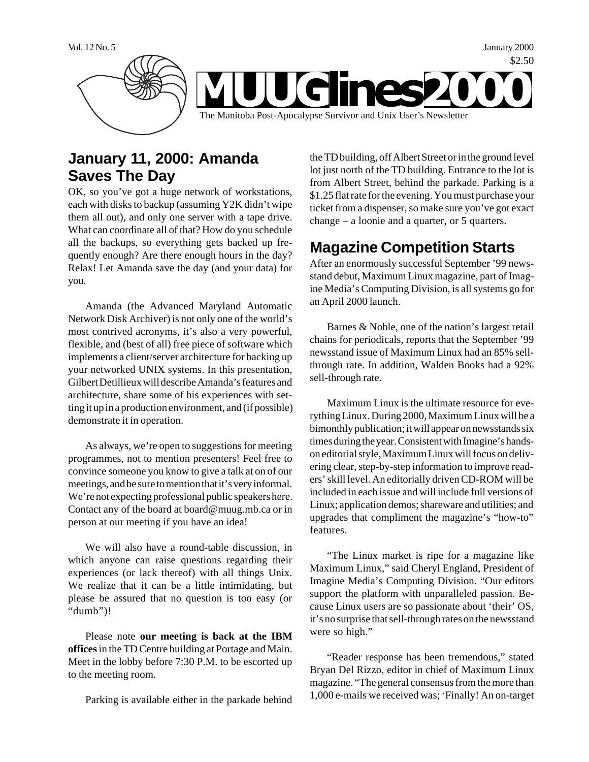Vol. 12 No. 5 January 2000

$2.50

# MUUGlines2000

The Manitoba Post-Apocalypse Survivor and Unix User's Newsletter

## January 11, 2000: Amanda Saves The Day

OK, so you've got a huge network of workstations, each with disks to backup (assuming Y2K didn't wipe them all out), and only one server with a tape drive. What can coordinate all of that? How do you schedule all the backups, so everything gets backed up frequently enough? Are there enough hours in the day? Relax! Let Amanda save the day (and your data) for you.

Amanda (the Advanced Maryland Automatic Network Disk Archiver) is not only one of the world's most contrived acronyms, it's also a very powerful, flexible, and (best of all) free piece of software which implements a client/server architecture for backing up your networked UNIX systems. In this presentation, Gilbert Detillieux will describe Amanda's features and architecture, share some of his experiences with setting it up in a production environment, and (if possible) demonstrate it in operation.

As always, we're open to suggestions for meeting programmes, not to mention presenters! Feel free to convince someone you know to give a talk at on of our meetings, and be sure to mention that it's very informal. We're not expecting professional public speakers here. Contact any of the board at board@muug.mb.ca or in person at our meeting if you have an idea!

We will also have a round-table discussion, in which anyone can raise questions regarding their experiences (or lack thereof) with all things Unix. We realize that it can be a little intimidating, but please be assured that no question is too easy (or "dumb")!

Please note **our meeting is back at the IBM offices** in the TD Centre building at Portage and Main. Meet in the lobby before 7:30 P.M. to be escorted up to the meeting room.

Parking is available either in the parkade behind the TD building, off Albert Street or in the ground level lot just north of the TD building. Entrance to the lot is from Albert Street, behind the parkade. Parking is a $1.25 flat rate for the evening. You must purchase your ticket from a dispenser, so make sure you've got exact change – a loonie and a quarter, or 5 quarters.

## Magazine Competition Starts

After an enormously successful September '99 newsstand debut, Maximum Linux magazine, part of Imagine Media's Computing Division, is all systems go for an April 2000 launch.

Barnes & Noble, one of the nation's largest retail chains for periodicals, reports that the September '99 newsstand issue of Maximum Linux had an 85% sell-through rate. In addition, Walden Books had a 92% sell-through rate.

Maximum Linux is the ultimate resource for everything Linux. During 2000, Maximum Linux will be a bimonthly publication; it will appear on newsstands six times during the year. Consistent with Imagine's hands-on editorial style, Maximum Linux will focus on delivering clear, step-by-step information to improve readers' skill level. An editorially driven CD-ROM will be included in each issue and will include full versions of Linux; application demos; shareware and utilities; and upgrades that compliment the magazine's "how-to" features.

"The Linux market is ripe for a magazine like Maximum Linux," said Cheryl England, President of Imagine Media's Computing Division. "Our editors support the platform with unparalleled passion. Because Linux users are so passionate about 'their' OS, it's no surprise that sell-through rates on the newsstand were so high."

"Reader response has been tremendous," stated Bryan Del Rizzo, editor in chief of Maximum Linux magazine. "The general consensus from the more than 1,000 e-mails we received was; 'Finally! An on-target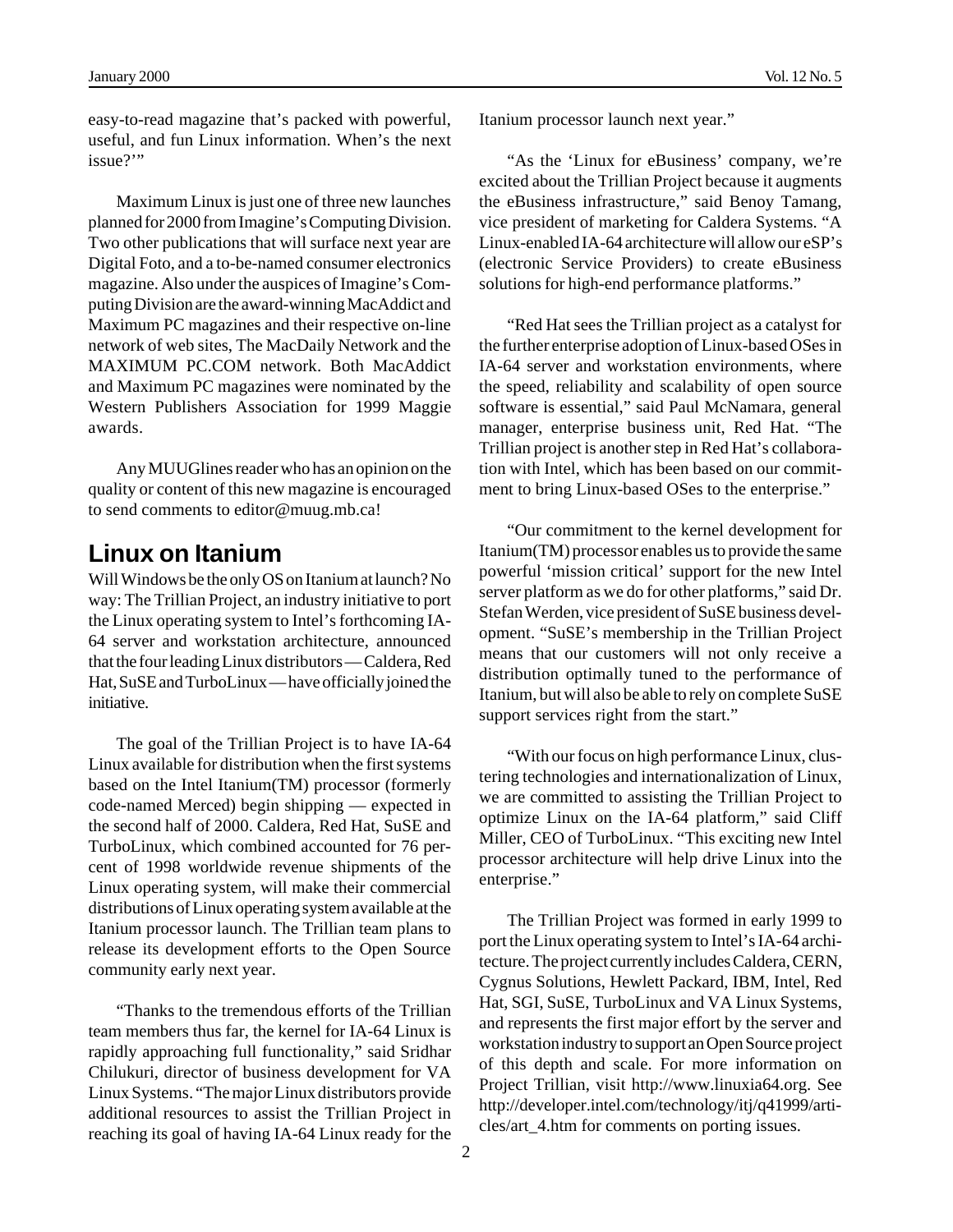easy-to-read magazine that's packed with powerful, useful, and fun Linux information. When's the next issue?'"

Maximum Linux is just one of three new launches planned for 2000 from Imagine's Computing Division. Two other publications that will surface next year are Digital Foto, and a to-be-named consumer electronics magazine. Also under the auspices of Imagine's Computing Division are the award-winning MacAddict and Maximum PC magazines and their respective on-line network of web sites, The MacDaily Network and the MAXIMUM PC.COM network. Both MacAddict and Maximum PC magazines were nominated by the Western Publishers Association for 1999 Maggie awards.

Any MUUGlines reader who has an opinion on the quality or content of this new magazine is encouraged to send comments to editor@muug.mb.ca!

## Linux on Itanium

Will Windows be the only OS on Itanium at launch? No way: The Trillian Project, an industry initiative to port the Linux operating system to Intel's forthcoming IA-64 server and workstation architecture, announced that the four leading Linux distributors — Caldera, Red Hat, SuSE and TurboLinux — have officially joined the initiative.

The goal of the Trillian Project is to have IA-64 Linux available for distribution when the first systems based on the Intel Itanium(TM) processor (formerly code-named Merced) begin shipping — expected in the second half of 2000. Caldera, Red Hat, SuSE and TurboLinux, which combined accounted for 76 percent of 1998 worldwide revenue shipments of the Linux operating system, will make their commercial distributions of Linux operating system available at the Itanium processor launch. The Trillian team plans to release its development efforts to the Open Source community early next year.

"Thanks to the tremendous efforts of the Trillian team members thus far, the kernel for IA-64 Linux is rapidly approaching full functionality," said Sridhar Chilukuri, director of business development for VA Linux Systems. "The major Linux distributors provide additional resources to assist the Trillian Project in reaching its goal of having IA-64 Linux ready for the Itanium processor launch next year."

"As the 'Linux for eBusiness' company, we're excited about the Trillian Project because it augments the eBusiness infrastructure," said Benoy Tamang, vice president of marketing for Caldera Systems. "A Linux-enabled IA-64 architecture will allow our eSP's (electronic Service Providers) to create eBusiness solutions for high-end performance platforms."

"Red Hat sees the Trillian project as a catalyst for the further enterprise adoption of Linux-based OSes in IA-64 server and workstation environments, where the speed, reliability and scalability of open source software is essential," said Paul McNamara, general manager, enterprise business unit, Red Hat. "The Trillian project is another step in Red Hat's collaboration with Intel, which has been based on our commitment to bring Linux-based OSes to the enterprise."

"Our commitment to the kernel development for Itanium(TM) processor enables us to provide the same powerful 'mission critical' support for the new Intel server platform as we do for other platforms," said Dr. Stefan Werden, vice president of SuSE business development. "SuSE's membership in the Trillian Project means that our customers will not only receive a distribution optimally tuned to the performance of Itanium, but will also be able to rely on complete SuSE support services right from the start."

"With our focus on high performance Linux, clustering technologies and internationalization of Linux, we are committed to assisting the Trillian Project to optimize Linux on the IA-64 platform," said Cliff Miller, CEO of TurboLinux. "This exciting new Intel processor architecture will help drive Linux into the enterprise."

The Trillian Project was formed in early 1999 to port the Linux operating system to Intel's IA-64 architecture. The project currently includes Caldera, CERN, Cygnus Solutions, Hewlett Packard, IBM, Intel, Red Hat, SGI, SuSE, TurboLinux and VA Linux Systems, and represents the first major effort by the server and workstation industry to support an Open Source project of this depth and scale. For more information on Project Trillian, visit http://www.linuxia64.org. See http://developer.intel.com/technology/itj/q41999/articles/art_4.htm for comments on porting issues.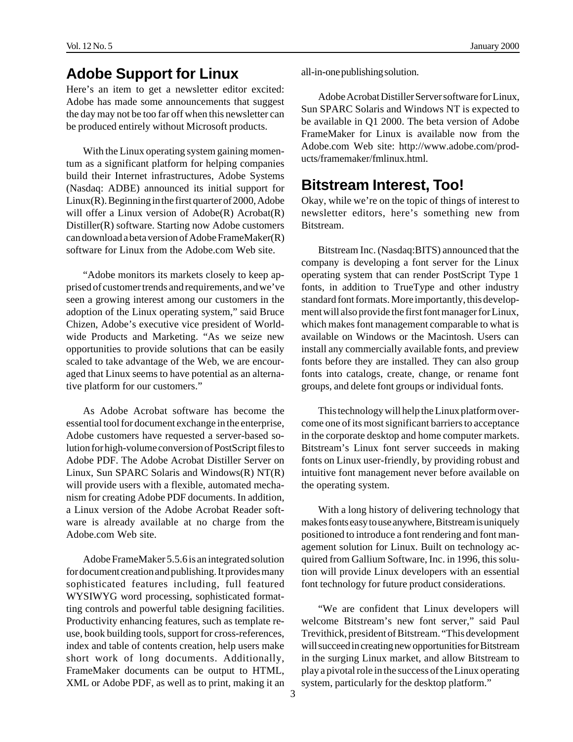## Adobe Support for Linux

Here's an item to get a newsletter editor excited: Adobe has made some announcements that suggest the day may not be too far off when this newsletter can be produced entirely without Microsoft products.

With the Linux operating system gaining momentum as a significant platform for helping companies build their Internet infrastructures, Adobe Systems (Nasdaq: ADBE) announced its initial support for Linux(R). Beginning in the first quarter of 2000, Adobe will offer a Linux version of Adobe(R) Acrobat(R) Distiller(R) software. Starting now Adobe customers can download a beta version of Adobe FrameMaker(R) software for Linux from the Adobe.com Web site.

"Adobe monitors its markets closely to keep apprised of customer trends and requirements, and we've seen a growing interest among our customers in the adoption of the Linux operating system," said Bruce Chizen, Adobe's executive vice president of Worldwide Products and Marketing. "As we seize new opportunities to provide solutions that can be easily scaled to take advantage of the Web, we are encouraged that Linux seems to have potential as an alternative platform for our customers."

As Adobe Acrobat software has become the essential tool for document exchange in the enterprise, Adobe customers have requested a server-based solution for high-volume conversion of PostScript files to Adobe PDF. The Adobe Acrobat Distiller Server on Linux, Sun SPARC Solaris and Windows(R) NT(R) will provide users with a flexible, automated mechanism for creating Adobe PDF documents. In addition, a Linux version of the Adobe Acrobat Reader software is already available at no charge from the Adobe.com Web site.

Adobe FrameMaker 5.5.6 is an integrated solution for document creation and publishing. It provides many sophisticated features including, full featured WYSIWYG word processing, sophisticated formatting controls and powerful table designing facilities. Productivity enhancing features, such as template reuse, book building tools, support for cross-references, index and table of contents creation, help users make short work of long documents. Additionally, FrameMaker documents can be output to HTML, XML or Adobe PDF, as well as to print, making it an all-in-one publishing solution.

Adobe Acrobat Distiller Server software for Linux, Sun SPARC Solaris and Windows NT is expected to be available in Q1 2000. The beta version of Adobe FrameMaker for Linux is available now from the Adobe.com Web site: http://www.adobe.com/products/framemaker/fmlinux.html.

## Bitstream Interest, Too!

Okay, while we're on the topic of things of interest to newsletter editors, here's something new from Bitstream.

Bitstream Inc. (Nasdaq:BITS) announced that the company is developing a font server for the Linux operating system that can render PostScript Type 1 fonts, in addition to TrueType and other industry standard font formats. More importantly, this development will also provide the first font manager for Linux, which makes font management comparable to what is available on Windows or the Macintosh. Users can install any commercially available fonts, and preview fonts before they are installed. They can also group fonts into catalogs, create, change, or rename font groups, and delete font groups or individual fonts.

This technology will help the Linux platform overcome one of its most significant barriers to acceptance in the corporate desktop and home computer markets. Bitstream's Linux font server succeeds in making fonts on Linux user-friendly, by providing robust and intuitive font management never before available on the operating system.

With a long history of delivering technology that makes fonts easy to use anywhere, Bitstream is uniquely positioned to introduce a font rendering and font management solution for Linux. Built on technology acquired from Gallium Software, Inc. in 1996, this solution will provide Linux developers with an essential font technology for future product considerations.

"We are confident that Linux developers will welcome Bitstream's new font server," said Paul Trevithick, president of Bitstream. "This development will succeed in creating new opportunities for Bitstream in the surging Linux market, and allow Bitstream to play a pivotal role in the success of the Linux operating system, particularly for the desktop platform."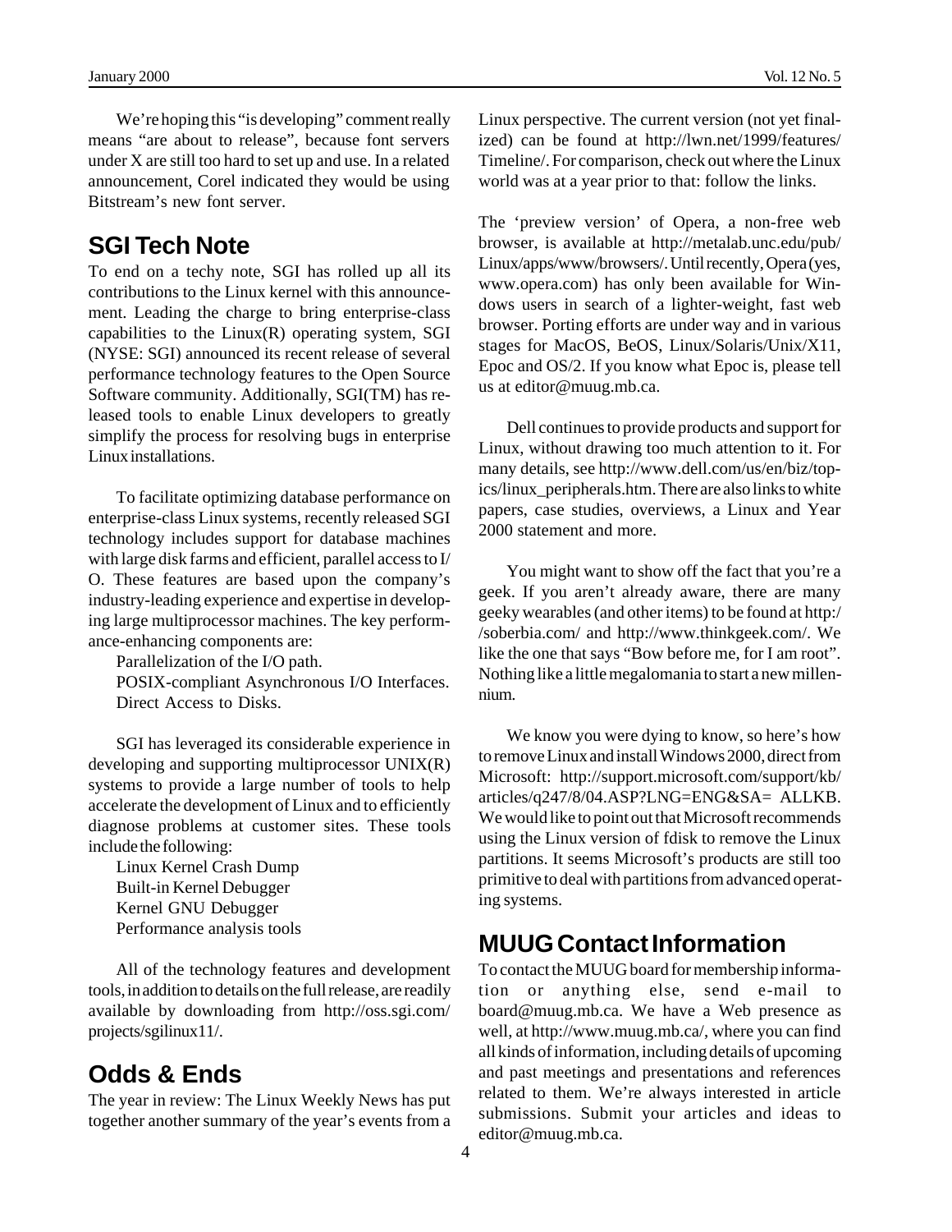We're hoping this "is developing" comment really means "are about to release", because font servers under X are still too hard to set up and use. In a related announcement, Corel indicated they would be using Bitstream's new font server.

## SGI Tech Note

To end on a techy note, SGI has rolled up all its contributions to the Linux kernel with this announcement. Leading the charge to bring enterprise-class capabilities to the Linux(R) operating system, SGI (NYSE: SGI) announced its recent release of several performance technology features to the Open Source Software community. Additionally, SGI(TM) has released tools to enable Linux developers to greatly simplify the process for resolving bugs in enterprise Linux installations.

To facilitate optimizing database performance on enterprise-class Linux systems, recently released SGI technology includes support for database machines with large disk farms and efficient, parallel access to I/O. These features are based upon the company's industry-leading experience and expertise in developing large multiprocessor machines. The key performance-enhancing components are:

- Parallelization of the I/O path.
- POSIX-compliant Asynchronous I/O Interfaces.
- Direct Access to Disks.

SGI has leveraged its considerable experience in developing and supporting multiprocessor UNIX(R) systems to provide a large number of tools to help accelerate the development of Linux and to efficiently diagnose problems at customer sites. These tools include the following:

- Linux Kernel Crash Dump
- Built-in Kernel Debugger
- Kernel GNU Debugger
- Performance analysis tools

All of the technology features and development tools, in addition to details on the full release, are readily available by downloading from http://oss.sgi.com/projects/sgilinux11/.

## Odds & Ends

The year in review: The Linux Weekly News has put together another summary of the year's events from a Linux perspective. The current version (not yet finalized) can be found at http://lwn.net/1999/features/Timeline/. For comparison, check out where the Linux world was at a year prior to that: follow the links.

The 'preview version' of Opera, a non-free web browser, is available at http://metalab.unc.edu/pub/Linux/apps/www/browsers/. Until recently, Opera (yes, www.opera.com) has only been available for Windows users in search of a lighter-weight, fast web browser. Porting efforts are under way and in various stages for MacOS, BeOS, Linux/Solaris/Unix/X11, Epoc and OS/2. If you know what Epoc is, please tell us at editor@muug.mb.ca.

Dell continues to provide products and support for Linux, without drawing too much attention to it. For many details, see http://www.dell.com/us/en/biz/topics/linux_peripherals.htm. There are also links to white papers, case studies, overviews, a Linux and Year 2000 statement and more.

You might want to show off the fact that you're a geek. If you aren't already aware, there are many geeky wearables (and other items) to be found at http://soberbia.com/ and http://www.thinkgeek.com/. We like the one that says "Bow before me, for I am root". Nothing like a little megalomania to start a new millennium.

We know you were dying to know, so here's how to remove Linux and install Windows 2000, direct from Microsoft: http://support.microsoft.com/support/kb/articles/q247/8/04.ASP?LNG=ENG&SA= ALLKB. We would like to point out that Microsoft recommends using the Linux version of fdisk to remove the Linux partitions. It seems Microsoft's products are still too primitive to deal with partitions from advanced operating systems.

## MUUG Contact Information

To contact the MUUG board for membership information or anything else, send e-mail to board@muug.mb.ca. We have a Web presence as well, at http://www.muug.mb.ca/, where you can find all kinds of information, including details of upcoming and past meetings and presentations and references related to them. We're always interested in article submissions. Submit your articles and ideas to editor@muug.mb.ca.